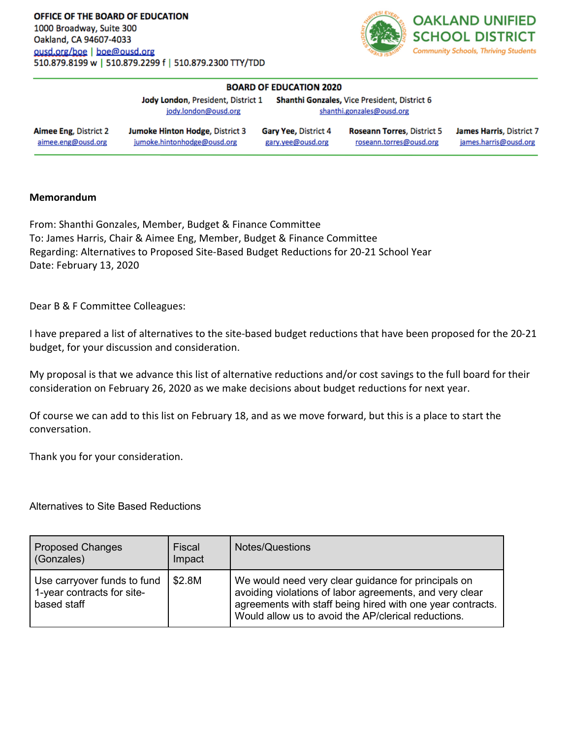**OFFICE OF THE BOARD OF EDUCATION**
1000 Broadway, Suite 300
Oakland, CA 94607-4033
ousd.org/boe | boe@ousd.org
510.879.8199 w | 510.879.2299 f | 510.879.2300 TTY/TDD

**OAKLAND UNIFIED SCHOOL DISTRICT**
*Community Schools, Thriving Students*

**BOARD OF EDUCATION 2020**

**Jody London**, President, District 1 — jody.london@ousd.org
**Shanthi Gonzales,** Vice President, District 6 — shanthi.gonzales@ousd.org

**Aimee Eng**, District 2 — aimee.eng@ousd.org
**Jumoke Hinton Hodge**, District 3 — jumoke.hintonhodge@ousd.org
**Gary Yee**, District 4 — gary.yee@ousd.org
**Roseann Torres**, District 5 — roseann.torres@ousd.org
**James Harris**, District 7 — james.harris@ousd.org

**Memorandum**

From: Shanthi Gonzales, Member, Budget & Finance Committee
To: James Harris, Chair & Aimee Eng, Member, Budget & Finance Committee
Regarding: Alternatives to Proposed Site-Based Budget Reductions for 20-21 School Year
Date: February 13, 2020

Dear B & F Committee Colleagues:

I have prepared a list of alternatives to the site-based budget reductions that have been proposed for the 20-21 budget, for your discussion and consideration.

My proposal is that we advance this list of alternative reductions and/or cost savings to the full board for their consideration on February 26, 2020 as we make decisions about budget reductions for next year.

Of course we can add to this list on February 18, and as we move forward, but this is a place to start the conversation.

Thank you for your consideration.

Alternatives to Site Based Reductions

| Proposed Changes (Gonzales) | Fiscal Impact | Notes/Questions |
|---|---|---|
| Use carryover funds to fund 1-year contracts for site-based staff | $2.8M | We would need very clear guidance for principals on avoiding violations of labor agreements, and very clear agreements with staff being hired with one year contracts. Would allow us to avoid the AP/clerical reductions. |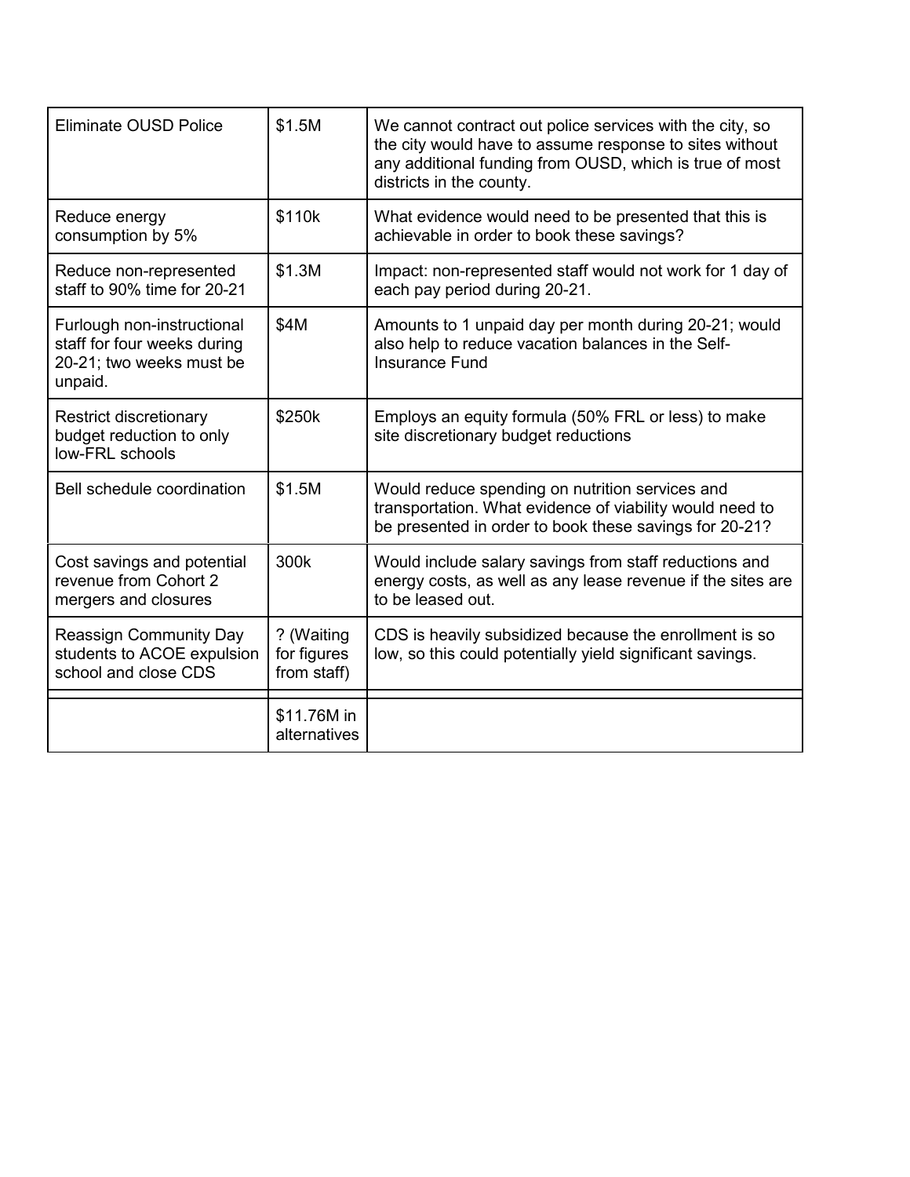| | | |
|---|---|---|
| Eliminate OUSD Police | $1.5M | We cannot contract out police services with the city, so the city would have to assume response to sites without any additional funding from OUSD, which is true of most districts in the county. |
| Reduce energy consumption by 5% | $110k | What evidence would need to be presented that this is achievable in order to book these savings? |
| Reduce non-represented staff to 90% time for 20-21 | $1.3M | Impact: non-represented staff would not work for 1 day of each pay period during 20-21. |
| Furlough non-instructional staff for four weeks during 20-21; two weeks must be unpaid. | $4M | Amounts to 1 unpaid day per month during 20-21; would also help to reduce vacation balances in the Self-Insurance Fund |
| Restrict discretionary budget reduction to only low-FRL schools | $250k | Employs an equity formula (50% FRL or less) to make site discretionary budget reductions |
| Bell schedule coordination | $1.5M | Would reduce spending on nutrition services and transportation. What evidence of viability would need to be presented in order to book these savings for 20-21? |
| Cost savings and potential revenue from Cohort 2 mergers and closures | 300k | Would include salary savings from staff reductions and energy costs, as well as any lease revenue if the sites are to be leased out. |
| Reassign Community Day students to ACOE expulsion school and close CDS | ? (Waiting for figures from staff) | CDS is heavily subsidized because the enrollment is so low, so this could potentially yield significant savings. |
| | | |
| | $11.76M in alternatives | |